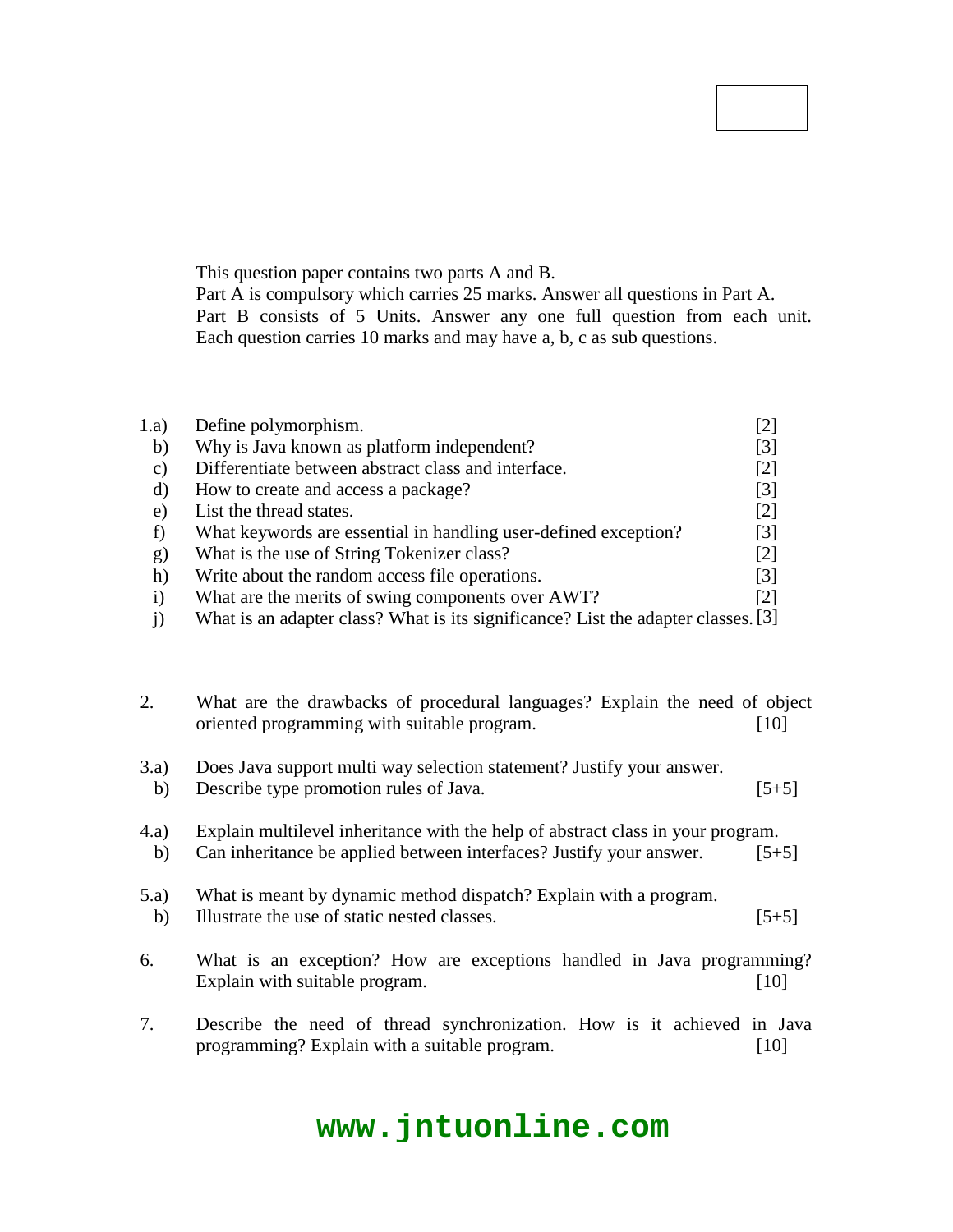This question paper contains two parts A and B.
Part A is compulsory which carries 25 marks. Answer all questions in Part A.
Part B consists of 5 Units. Answer any one full question from each unit. Each question carries 10 marks and may have a, b, c as sub questions.

1.a) Define polymorphism. [2]
b) Why is Java known as platform independent? [3]
c) Differentiate between abstract class and interface. [2]
d) How to create and access a package? [3]
e) List the thread states. [2]
f) What keywords are essential in handling user-defined exception? [3]
g) What is the use of String Tokenizer class? [2]
h) Write about the random access file operations. [3]
i) What are the merits of swing components over AWT? [2]
j) What is an adapter class? What is its significance? List the adapter classes. [3]

2. What are the drawbacks of procedural languages? Explain the need of object oriented programming with suitable program. [10]

3.a) Does Java support multi way selection statement? Justify your answer.
b) Describe type promotion rules of Java. [5+5]

4.a) Explain multilevel inheritance with the help of abstract class in your program.
b) Can inheritance be applied between interfaces? Justify your answer. [5+5]

5.a) What is meant by dynamic method dispatch? Explain with a program.
b) Illustrate the use of static nested classes. [5+5]

6. What is an exception? How are exceptions handled in Java programming? Explain with suitable program. [10]

7. Describe the need of thread synchronization. How is it achieved in Java programming? Explain with a suitable program. [10]

www.jntuonline.com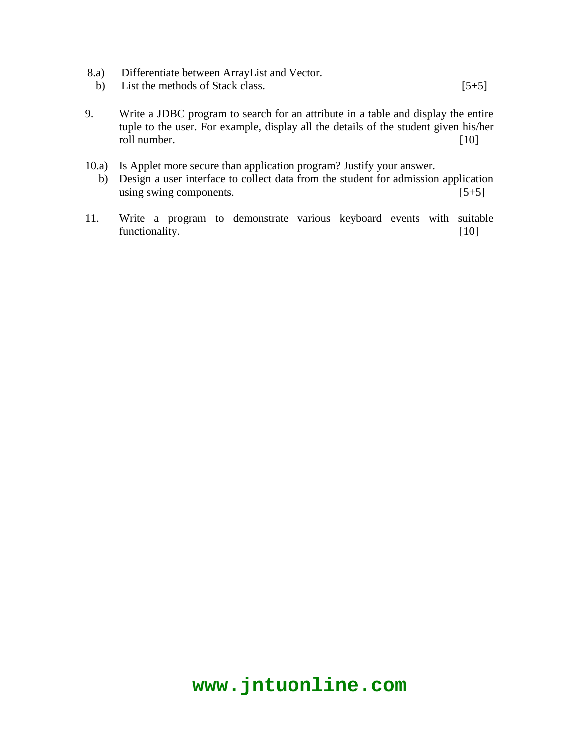8.a) Differentiate between ArrayList and Vector.
b) List the methods of Stack class. [5+5]

9. Write a JDBC program to search for an attribute in a table and display the entire tuple to the user. For example, display all the details of the student given his/her roll number. [10]

10.a) Is Applet more secure than application program? Justify your answer.
b) Design a user interface to collect data from the student for admission application using swing components. [5+5]

11. Write a program to demonstrate various keyboard events with suitable functionality. [10]